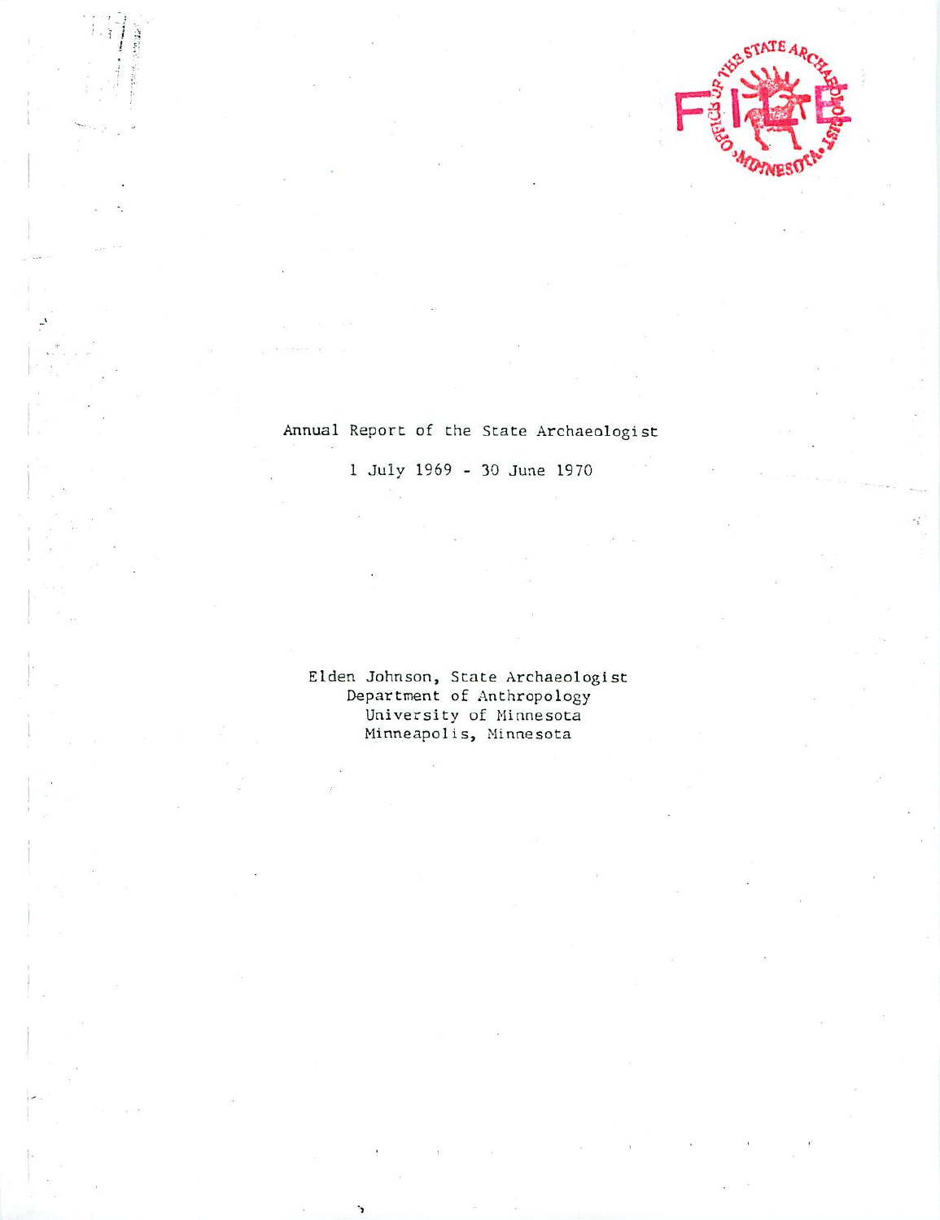# Annual Report of the State Archaeologist

1 July 1969 - 30 June 1970

Elden Johnson, State Archaeologist  
Department of Anthropology  
University of Minnesota  
Minneapolis, Minnesota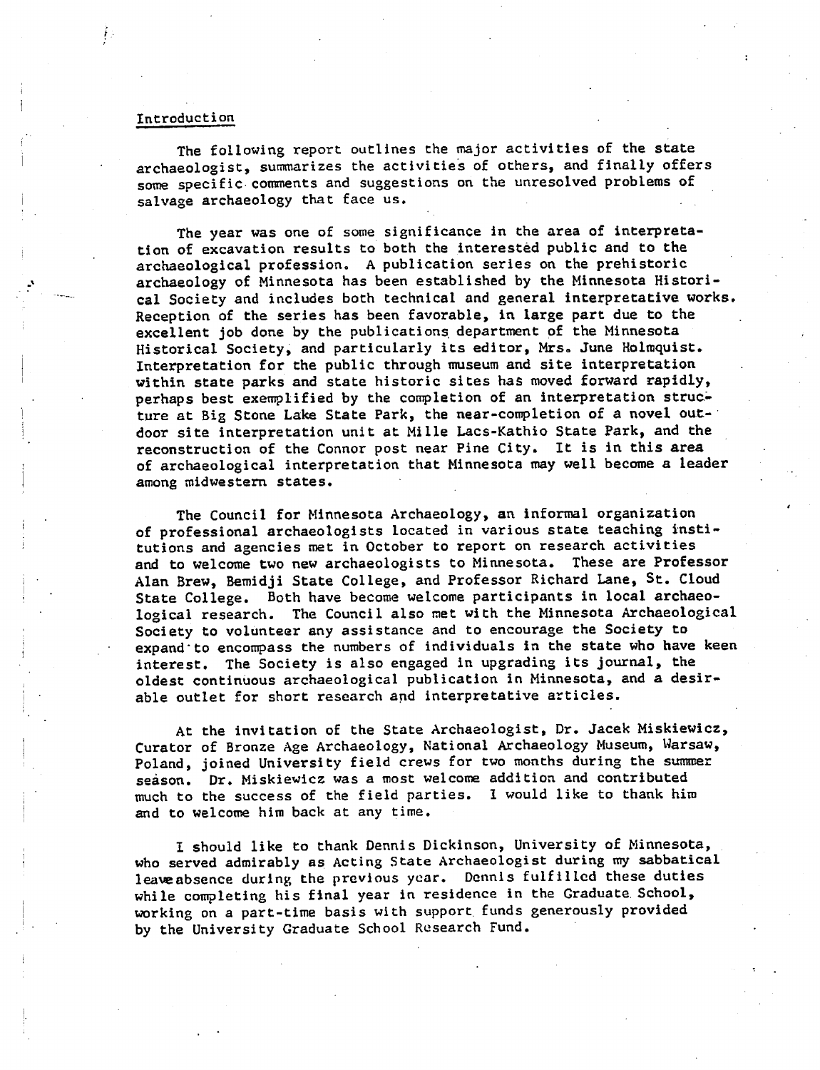## Introduction

The following report outlines the major activities of the state archaeologist, summarizes the activities of others, and finally offers some specific comments and suggestions on the unresolved problems of salvage archaeology that face us.

The year was one of some significance in the area of interpretation of excavation results to both the interested public and to the archaeological profession. A publication series on the prehistoric archaeology of Minnesota has been established by the Minnesota Historical Society and includes both technical and general interpretative works. Reception of the series has been favorable, in large part due to the excellent job done by the publications department of the Minnesota Historical Society, and particularly its editor, Mrs. June Holmquist. Interpretation for the public through museum and site interpretation within state parks and state historic sites has moved forward rapidly, perhaps best exemplified by the completion of an interpretation structure at Big Stone Lake State Park, the near-completion of a novel outdoor site interpretation unit at Mille Lacs-Kathio State Park, and the reconstruction of the Connor post near Pine City. It is in this area of archaeological interpretation that Minnesota may well become a leader among midwestern states.

The Council for Minnesota Archaeology, an informal organization of professional archaeologists located in various state teaching institutions and agencies met in October to report on research activities and to welcome two new archaeologists to Minnesota. These are Professor Alan Brew, Bemidji State College, and Professor Richard Lane, St. Cloud State College. Both have become welcome participants in local archaeological research. The Council also met with the Minnesota Archaeological Society to volunteer any assistance and to encourage the Society to expand to encompass the numbers of individuals in the state who have keen interest. The Society is also engaged in upgrading its journal, the oldest continuous archaeological publication in Minnesota, and a desirable outlet for short research and interpretative articles.

At the invitation of the State Archaeologist, Dr. Jacek Miskiewicz, Curator of Bronze Age Archaeology, National Archaeology Museum, Warsaw, Poland, joined University field crews for two months during the summer season. Dr. Miskiewicz was a most welcome addition and contributed much to the success of the field parties. I would like to thank him and to welcome him back at any time.

I should like to thank Dennis Dickinson, University of Minnesota, who served admirably as Acting State Archaeologist during my sabbatical leave absence during the previous year. Dennis fulfilled these duties while completing his final year in residence in the Graduate School, working on a part-time basis with support funds generously provided by the University Graduate School Research Fund.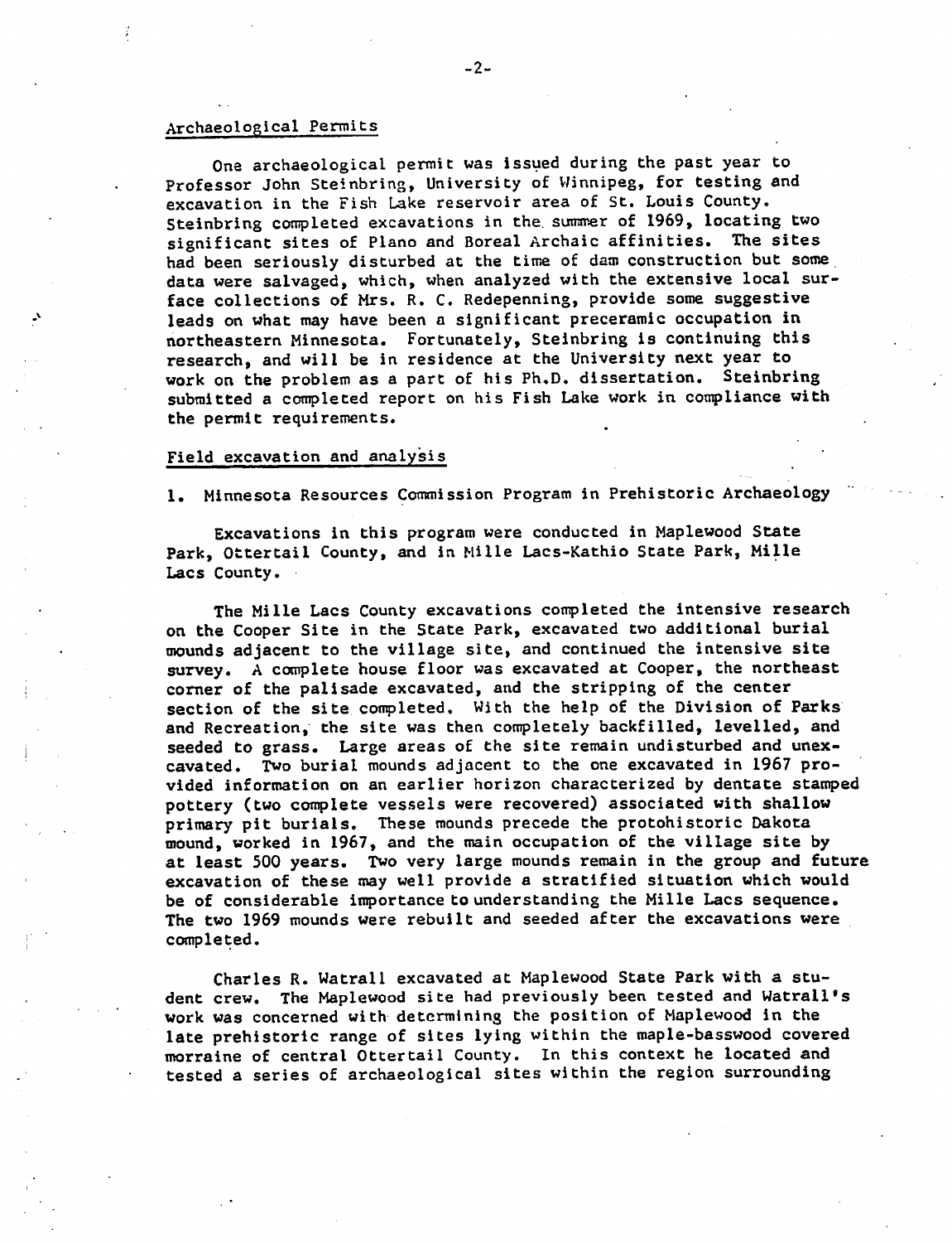## Archaeological Permits

One archaeological permit was issued during the past year to Professor John Steinbring, University of Winnipeg, for testing and excavation in the Fish Lake reservoir area of St. Louis County. Steinbring completed excavations in the summer of 1969, locating two significant sites of Plano and Boreal Archaic affinities. The sites had been seriously disturbed at the time of dam construction but some data were salvaged, which, when analyzed with the extensive local surface collections of Mrs. R. C. Redepenning, provide some suggestive leads on what may have been a significant preceramic occupation in northeastern Minnesota. Fortunately, Steinbring is continuing this research, and will be in residence at the University next year to work on the problem as a part of his Ph.D. dissertation. Steinbring submitted a completed report on his Fish Lake work in compliance with the permit requirements.

## Field excavation and analysis

1. Minnesota Resources Commission Program in Prehistoric Archaeology

Excavations in this program were conducted in Maplewood State Park, Ottertail County, and in Mille Lacs-Kathio State Park, Mille Lacs County.

The Mille Lacs County excavations completed the intensive research on the Cooper Site in the State Park, excavated two additional burial mounds adjacent to the village site, and continued the intensive site survey. A complete house floor was excavated at Cooper, the northeast corner of the palisade excavated, and the stripping of the center section of the site completed. With the help of the Division of Parks and Recreation, the site was then completely backfilled, levelled, and seeded to grass. Large areas of the site remain undisturbed and unexcavated. Two burial mounds adjacent to the one excavated in 1967 provided information on an earlier horizon characterized by dentate stamped pottery (two complete vessels were recovered) associated with shallow primary pit burials. These mounds precede the protohistoric Dakota mound, worked in 1967, and the main occupation of the village site by at least 500 years. Two very large mounds remain in the group and future excavation of these may well provide a stratified situation which would be of considerable importance to understanding the Mille Lacs sequence. The two 1969 mounds were rebuilt and seeded after the excavations were completed.

Charles R. Watrall excavated at Maplewood State Park with a student crew. The Maplewood site had previously been tested and Watrall's work was concerned with determining the position of Maplewood in the late prehistoric range of sites lying within the maple-basswood covered morraine of central Ottertail County. In this context he located and tested a series of archaeological sites within the region surrounding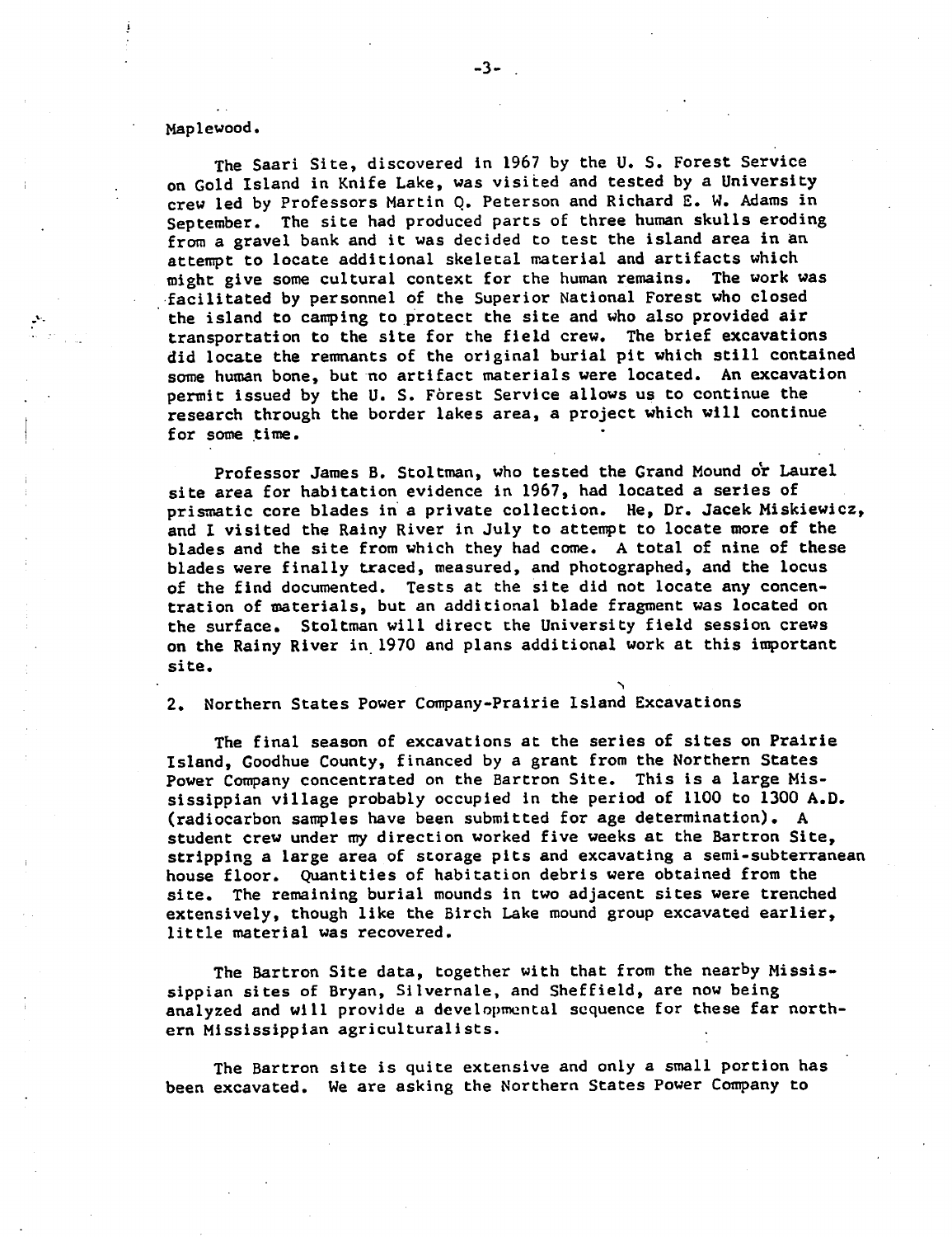Maplewood.

The Saari Site, discovered in 1967 by the U. S. Forest Service on Gold Island in Knife Lake, was visited and tested by a University crew led by Professors Martin Q. Peterson and Richard E. W. Adams in September. The site had produced parts of three human skulls eroding from a gravel bank and it was decided to test the island area in an attempt to locate additional skeletal material and artifacts which might give some cultural context for the human remains. The work was facilitated by personnel of the Superior National Forest who closed the island to camping to protect the site and who also provided air transportation to the site for the field crew. The brief excavations did locate the remnants of the original burial pit which still contained some human bone, but no artifact materials were located. An excavation permit issued by the U. S. Forest Service allows us to continue the research through the border lakes area, a project which will continue for some time.

Professor James B. Stoltman, who tested the Grand Mound or Laurel site area for habitation evidence in 1967, had located a series of prismatic core blades in a private collection. He, Dr. Jacek Miskiewicz, and I visited the Rainy River in July to attempt to locate more of the blades and the site from which they had come. A total of nine of these blades were finally traced, measured, and photographed, and the locus of the find documented. Tests at the site did not locate any concentration of materials, but an additional blade fragment was located on the surface. Stoltman will direct the University field session crews on the Rainy River in 1970 and plans additional work at this important site.

2. Northern States Power Company-Prairie Island Excavations

The final season of excavations at the series of sites on Prairie Island, Goodhue County, financed by a grant from the Northern States Power Company concentrated on the Bartron Site. This is a large Mississippian village probably occupied in the period of 1100 to 1300 A.D. (radiocarbon samples have been submitted for age determination). A student crew under my direction worked five weeks at the Bartron Site, stripping a large area of storage pits and excavating a semi-subterranean house floor. Quantities of habitation debris were obtained from the site. The remaining burial mounds in two adjacent sites were trenched extensively, though like the Birch Lake mound group excavated earlier, little material was recovered.

The Bartron Site data, together with that from the nearby Mississippian sites of Bryan, Silvernale, and Sheffield, are now being analyzed and will provide a developmental sequence for these far northern Mississippian agriculturalists.

The Bartron site is quite extensive and only a small portion has been excavated. We are asking the Northern States Power Company to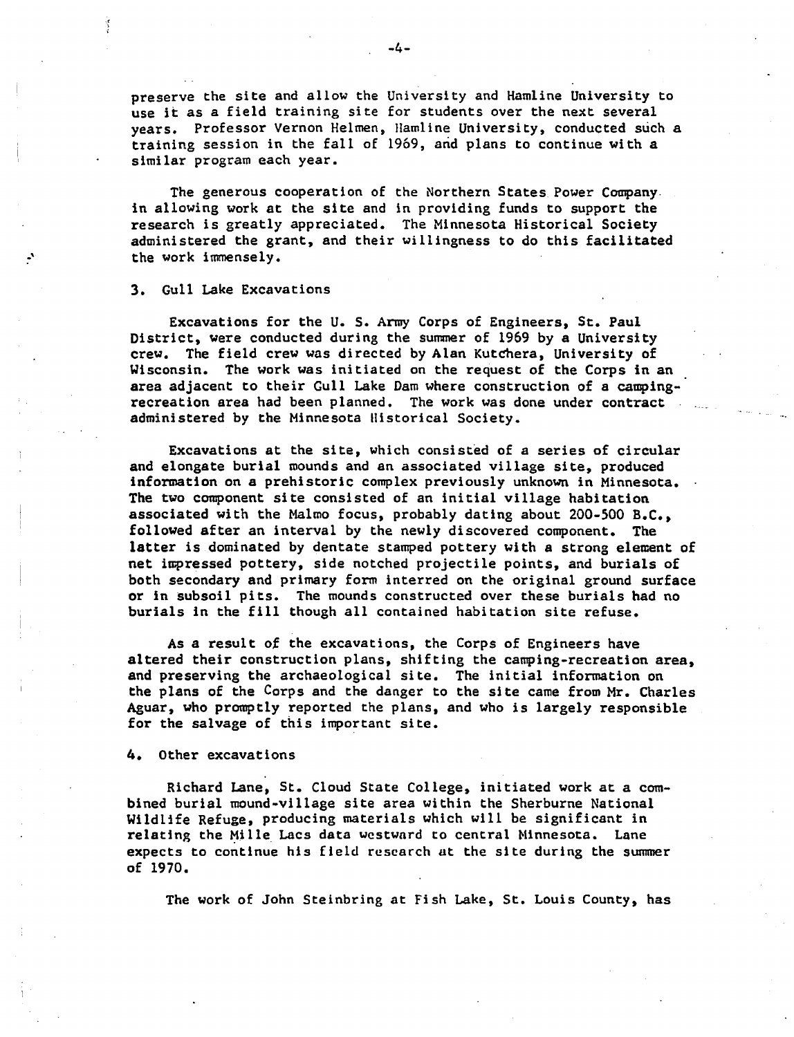preserve the site and allow the University and Hamline University to use it as a field training site for students over the next several years. Professor Vernon Helmen, Hamline University, conducted such a training session in the fall of 1969, and plans to continue with a similar program each year.

The generous cooperation of the Northern States Power Company in allowing work at the site and in providing funds to support the research is greatly appreciated. The Minnesota Historical Society administered the grant, and their willingness to do this facilitated the work immensely.

3. Gull Lake Excavations

Excavations for the U. S. Army Corps of Engineers, St. Paul District, were conducted during the summer of 1969 by a University crew. The field crew was directed by Alan Kutchera, University of Wisconsin. The work was initiated on the request of the Corps in an area adjacent to their Gull Lake Dam where construction of a camping-recreation area had been planned. The work was done under contract administered by the Minnesota Historical Society.

Excavations at the site, which consisted of a series of circular and elongate burial mounds and an associated village site, produced information on a prehistoric complex previously unknown in Minnesota. The two component site consisted of an initial village habitation associated with the Malmo focus, probably dating about 200-500 B.C., followed after an interval by the newly discovered component. The latter is dominated by dentate stamped pottery with a strong element of net impressed pottery, side notched projectile points, and burials of both secondary and primary form interred on the original ground surface or in subsoil pits. The mounds constructed over these burials had no burials in the fill though all contained habitation site refuse.

As a result of the excavations, the Corps of Engineers have altered their construction plans, shifting the camping-recreation area, and preserving the archaeological site. The initial information on the plans of the Corps and the danger to the site came from Mr. Charles Aguar, who promptly reported the plans, and who is largely responsible for the salvage of this important site.

4. Other excavations

Richard Lane, St. Cloud State College, initiated work at a combined burial mound-village site area within the Sherburne National Wildlife Refuge, producing materials which will be significant in relating the Mille Lacs data westward to central Minnesota. Lane expects to continue his field research at the site during the summer of 1970.

The work of John Steinbring at Fish Lake, St. Louis County, has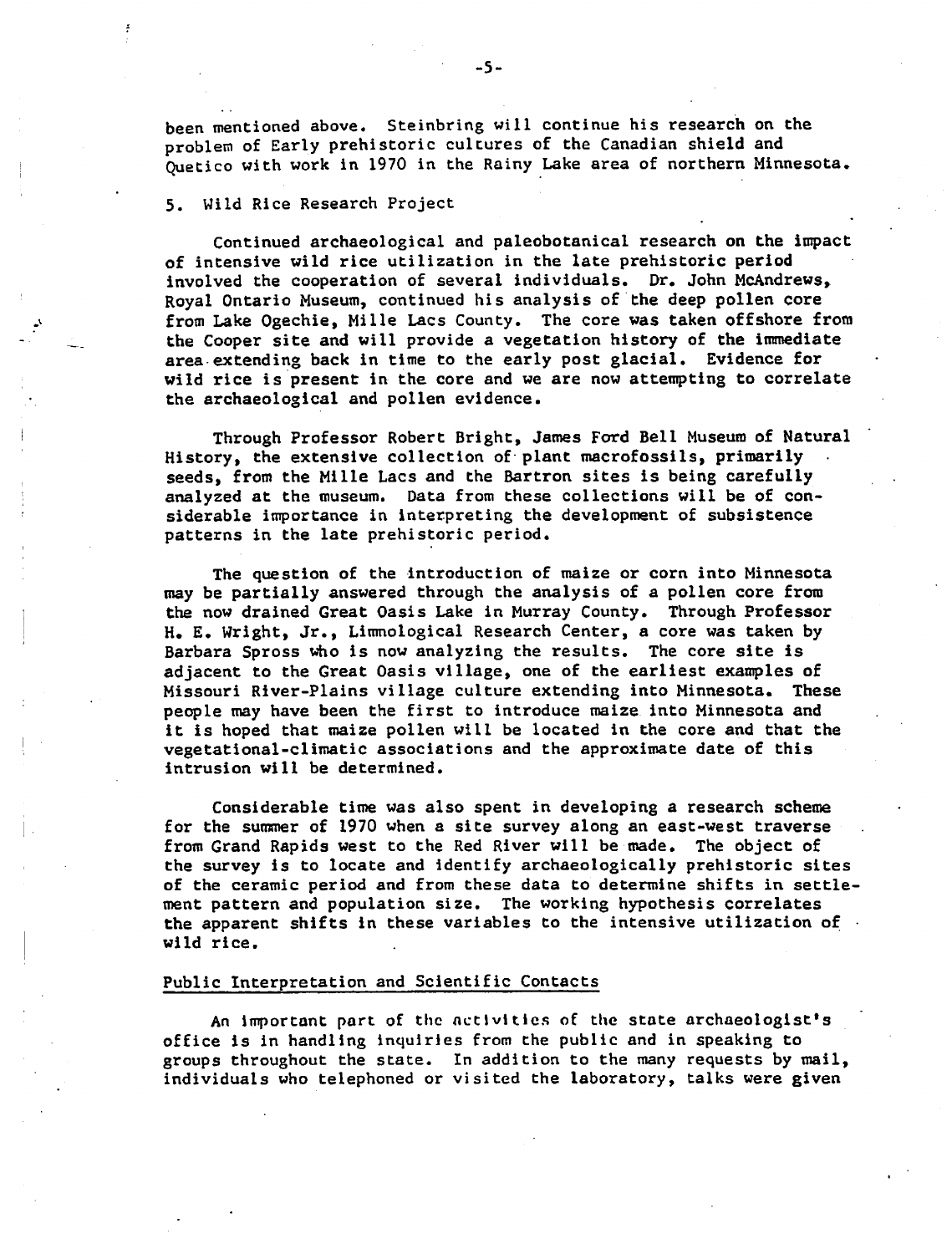been mentioned above. Steinbring will continue his research on the problem of Early prehistoric cultures of the Canadian shield and Quetico with work in 1970 in the Rainy Lake area of northern Minnesota.

5. Wild Rice Research Project

Continued archaeological and paleobotanical research on the impact of intensive wild rice utilization in the late prehistoric period involved the cooperation of several individuals. Dr. John McAndrews, Royal Ontario Museum, continued his analysis of the deep pollen core from Lake Ogechie, Mille Lacs County. The core was taken offshore from the Cooper site and will provide a vegetation history of the immediate area extending back in time to the early post glacial. Evidence for wild rice is present in the core and we are now attempting to correlate the archaeological and pollen evidence.

Through Professor Robert Bright, James Ford Bell Museum of Natural History, the extensive collection of plant macrofossils, primarily seeds, from the Mille Lacs and the Bartron sites is being carefully analyzed at the museum. Data from these collections will be of considerable importance in interpreting the development of subsistence patterns in the late prehistoric period.

The question of the introduction of maize or corn into Minnesota may be partially answered through the analysis of a pollen core from the now drained Great Oasis Lake in Murray County. Through Professor H. E. Wright, Jr., Limnological Research Center, a core was taken by Barbara Spross who is now analyzing the results. The core site is adjacent to the Great Oasis village, one of the earliest examples of Missouri River-Plains village culture extending into Minnesota. These people may have been the first to introduce maize into Minnesota and it is hoped that maize pollen will be located in the core and that the vegetational-climatic associations and the approximate date of this intrusion will be determined.

Considerable time was also spent in developing a research scheme for the summer of 1970 when a site survey along an east-west traverse from Grand Rapids west to the Red River will be made. The object of the survey is to locate and identify archaeologically prehistoric sites of the ceramic period and from these data to determine shifts in settlement pattern and population size. The working hypothesis correlates the apparent shifts in these variables to the intensive utilization of wild rice.

## Public Interpretation and Scientific Contacts

An important part of the activities of the state archaeologist's office is in handling inquiries from the public and in speaking to groups throughout the state. In addition to the many requests by mail, individuals who telephoned or visited the laboratory, talks were given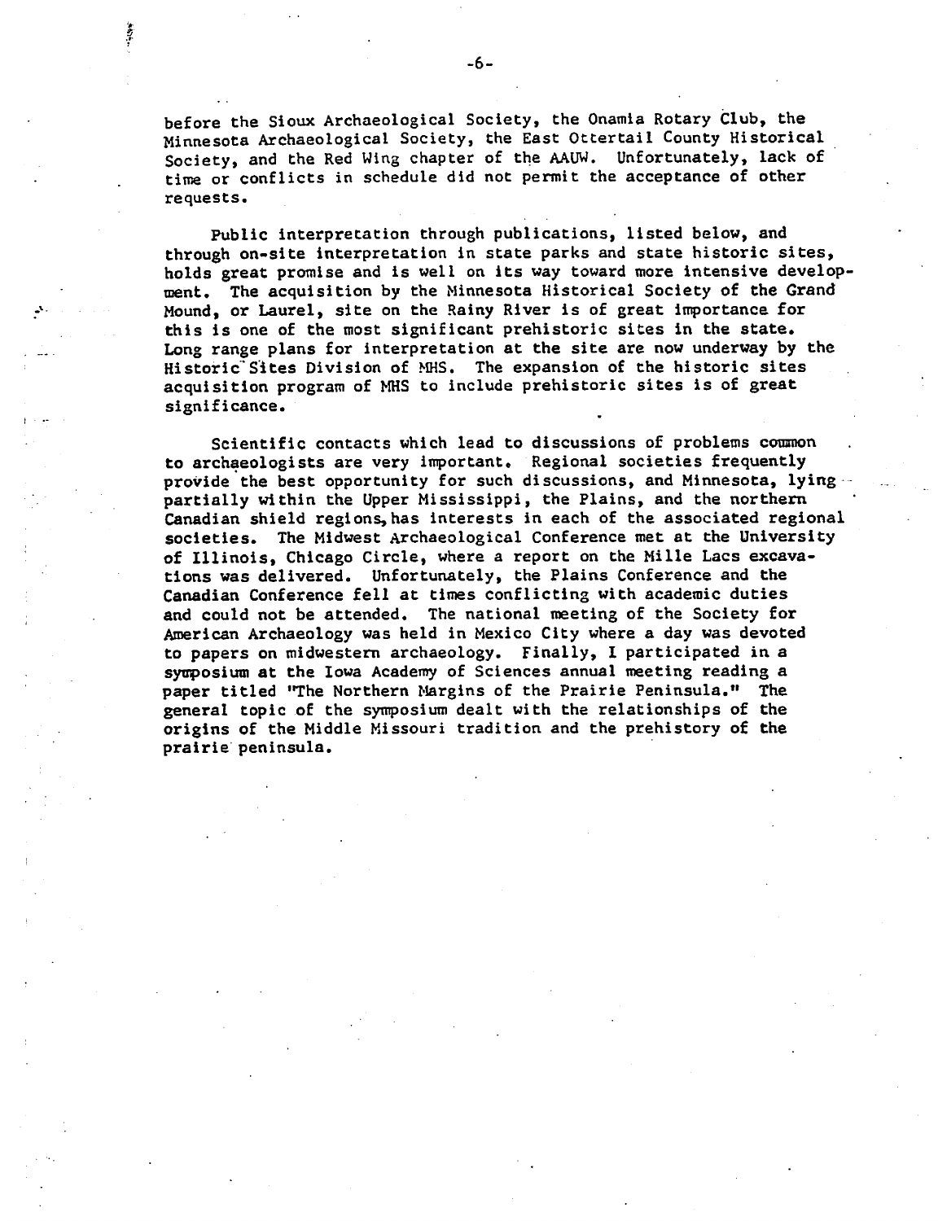before the Sioux Archaeological Society, the Onamia Rotary Club, the Minnesota Archaeological Society, the East Ottertail County Historical Society, and the Red Wing chapter of the AAUW. Unfortunately, lack of time or conflicts in schedule did not permit the acceptance of other requests.

Public interpretation through publications, listed below, and through on-site interpretation in state parks and state historic sites, holds great promise and is well on its way toward more intensive development. The acquisition by the Minnesota Historical Society of the Grand Mound, or Laurel, site on the Rainy River is of great importance for this is one of the most significant prehistoric sites in the state. Long range plans for interpretation at the site are now underway by the Historic Sites Division of MHS. The expansion of the historic sites acquisition program of MHS to include prehistoric sites is of great significance.

Scientific contacts which lead to discussions of problems common to archaeologists are very important. Regional societies frequently provide the best opportunity for such discussions, and Minnesota, lying partially within the Upper Mississippi, the Plains, and the northern Canadian shield regions, has interests in each of the associated regional societies. The Midwest Archaeological Conference met at the University of Illinois, Chicago Circle, where a report on the Mille Lacs excavations was delivered. Unfortunately, the Plains Conference and the Canadian Conference fell at times conflicting with academic duties and could not be attended. The national meeting of the Society for American Archaeology was held in Mexico City where a day was devoted to papers on midwestern archaeology. Finally, I participated in a symposium at the Iowa Academy of Sciences annual meeting reading a paper titled "The Northern Margins of the Prairie Peninsula." The general topic of the symposium dealt with the relationships of the origins of the Middle Missouri tradition and the prehistory of the prairie peninsula.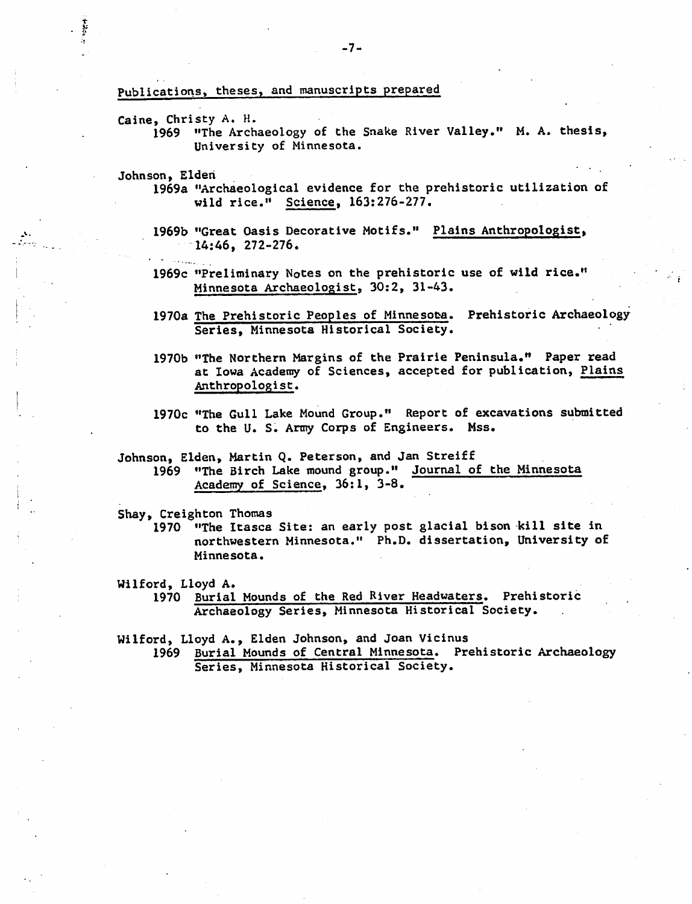## Publications, theses, and manuscripts prepared

Caine, Christy A. H.

1969 "The Archaeology of the Snake River Valley." M. A. thesis, University of Minnesota.

Johnson, Elden

1969a "Archaeological evidence for the prehistoric utilization of wild rice." Science, 163:276-277.

1969b "Great Oasis Decorative Motifs." Plains Anthropologist, 14:46, 272-276.

1969c "Preliminary Notes on the prehistoric use of wild rice." Minnesota Archaeologist, 30:2, 31-43.

1970a The Prehistoric Peoples of Minnesota. Prehistoric Archaeology Series, Minnesota Historical Society.

1970b "The Northern Margins of the Prairie Peninsula." Paper read at Iowa Academy of Sciences, accepted for publication, Plains Anthropologist.

1970c "The Gull Lake Mound Group." Report of excavations submitted to the U. S. Army Corps of Engineers. Mss.

Johnson, Elden, Martin Q. Peterson, and Jan Streiff

1969 "The Birch Lake mound group." Journal of the Minnesota Academy of Science, 36:1, 3-8.

Shay, Creighton Thomas

1970 "The Itasca Site: an early post glacial bison kill site in northwestern Minnesota." Ph.D. dissertation, University of Minnesota.

Wilford, Lloyd A.

1970 Burial Mounds of the Red River Headwaters. Prehistoric Archaeology Series, Minnesota Historical Society.

Wilford, Lloyd A., Elden Johnson, and Joan Vicinus

1969 Burial Mounds of Central Minnesota. Prehistoric Archaeology Series, Minnesota Historical Society.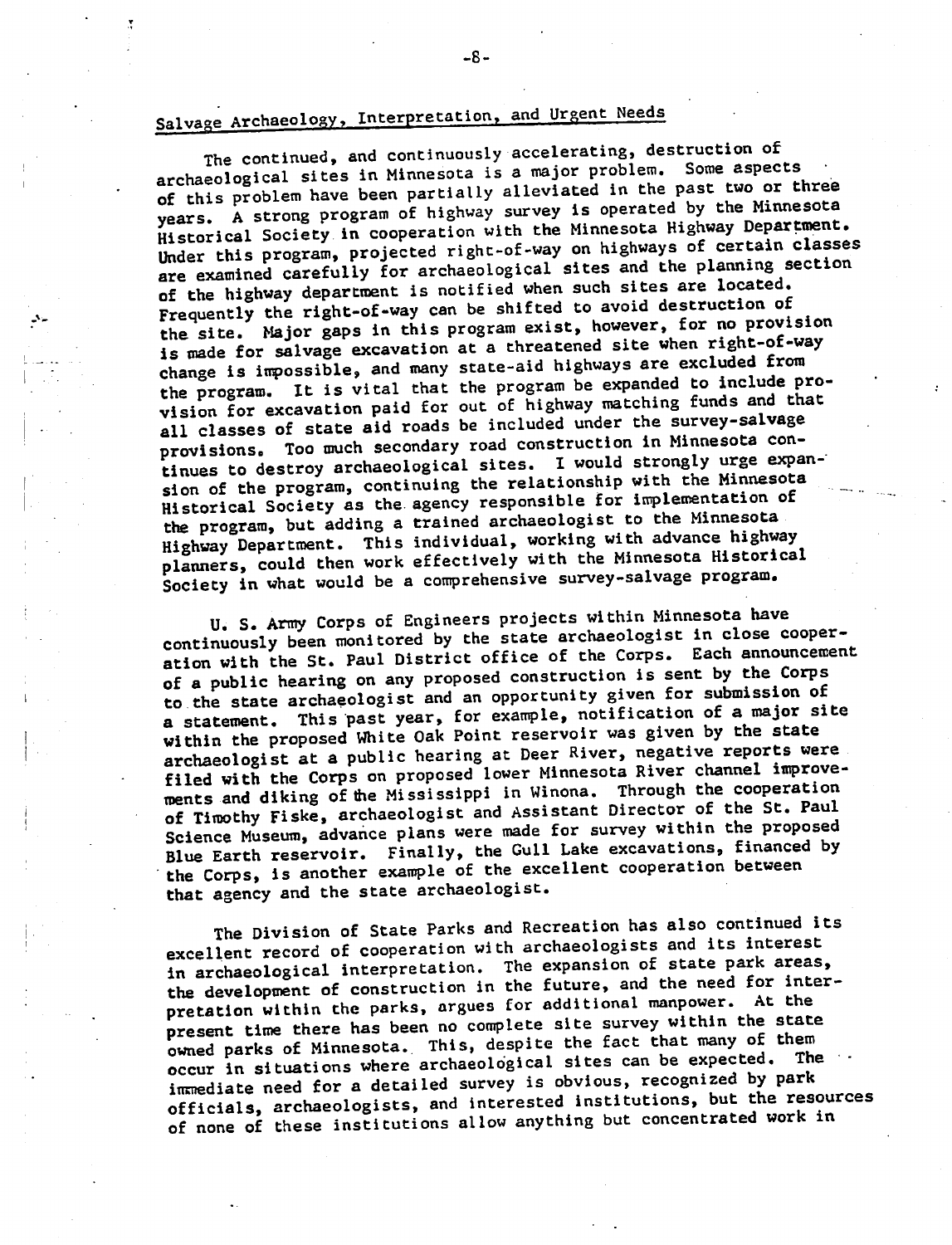## Salvage Archaeology, Interpretation, and Urgent Needs

The continued, and continuously accelerating, destruction of archaeological sites in Minnesota is a major problem. Some aspects of this problem have been partially alleviated in the past two or three years. A strong program of highway survey is operated by the Minnesota Historical Society in cooperation with the Minnesota Highway Department. Under this program, projected right-of-way on highways of certain classes are examined carefully for archaeological sites and the planning section of the highway department is notified when such sites are located. Frequently the right-of-way can be shifted to avoid destruction of the site. Major gaps in this program exist, however, for no provision is made for salvage excavation at a threatened site when right-of-way change is impossible, and many state-aid highways are excluded from the program. It is vital that the program be expanded to include provision for excavation paid for out of highway matching funds and that all classes of state aid roads be included under the survey-salvage provisions. Too much secondary road construction in Minnesota continues to destroy archaeological sites. I would strongly urge expansion of the program, continuing the relationship with the Minnesota Historical Society as the agency responsible for implementation of the program, but adding a trained archaeologist to the Minnesota Highway Department. This individual, working with advance highway planners, could then work effectively with the Minnesota Historical Society in what would be a comprehensive survey-salvage program.

U. S. Army Corps of Engineers projects within Minnesota have continuously been monitored by the state archaeologist in close cooperation with the St. Paul District office of the Corps. Each announcement of a public hearing on any proposed construction is sent by the Corps to the state archaeologist and an opportunity given for submission of a statement. This past year, for example, notification of a major site within the proposed White Oak Point reservoir was given by the state archaeologist at a public hearing at Deer River, negative reports were filed with the Corps on proposed lower Minnesota River channel improvements and diking of the Mississippi in Winona. Through the cooperation of Timothy Fiske, archaeologist and Assistant Director of the St. Paul Science Museum, advance plans were made for survey within the proposed Blue Earth reservoir. Finally, the Gull Lake excavations, financed by the Corps, is another example of the excellent cooperation between that agency and the state archaeologist.

The Division of State Parks and Recreation has also continued its excellent record of cooperation with archaeologists and its interest in archaeological interpretation. The expansion of state park areas, the development of construction in the future, and the need for interpretation within the parks, argues for additional manpower. At the present time there has been no complete site survey within the state owned parks of Minnesota. This, despite the fact that many of them occur in situations where archaeological sites can be expected. The immediate need for a detailed survey is obvious, recognized by park officials, archaeologists, and interested institutions, but the resources of none of these institutions allow anything but concentrated work in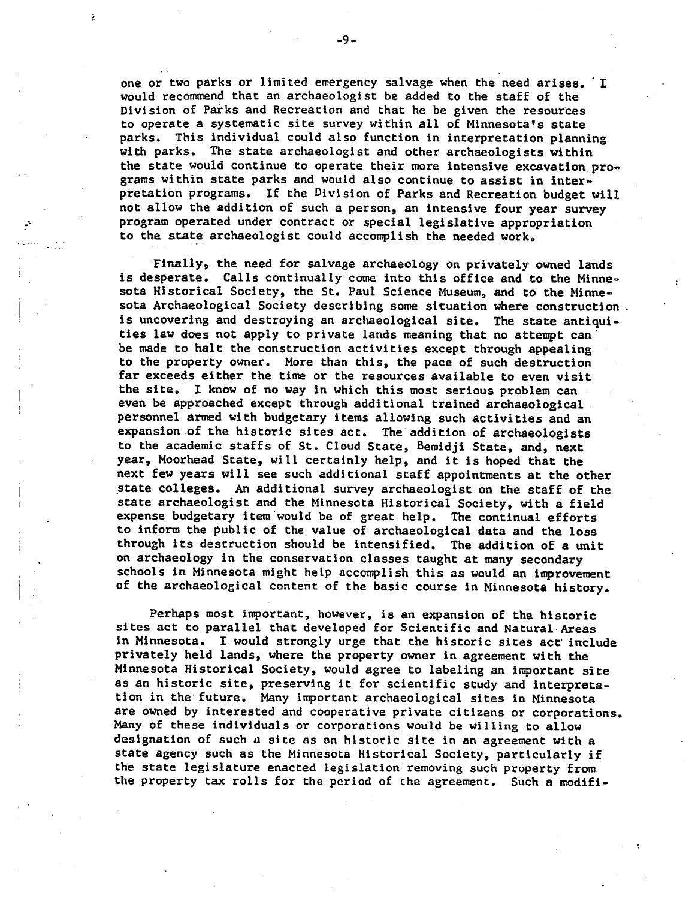one or two parks or limited emergency salvage when the need arises. I would recommend that an archaeologist be added to the staff of the Division of Parks and Recreation and that he be given the resources to operate a systematic site survey within all of Minnesota's state parks. This individual could also function in interpretation planning with parks. The state archaeologist and other archaeologists within the state would continue to operate their more intensive excavation programs within state parks and would also continue to assist in interpretation programs. If the Division of Parks and Recreation budget will not allow the addition of such a person, an intensive four year survey program operated under contract or special legislative appropriation to the state archaeologist could accomplish the needed work.

Finally, the need for salvage archaeology on privately owned lands is desperate. Calls continually come into this office and to the Minnesota Historical Society, the St. Paul Science Museum, and to the Minnesota Archaeological Society describing some situation where construction is uncovering and destroying an archaeological site. The state antiquities law does not apply to private lands meaning that no attempt can be made to halt the construction activities except through appealing to the property owner. More than this, the pace of such destruction far exceeds either the time or the resources available to even visit the site. I know of no way in which this most serious problem can even be approached except through additional trained archaeological personnel armed with budgetary items allowing such activities and an expansion of the historic sites act. The addition of archaeologists to the academic staffs of St. Cloud State, Bemidji State, and, next year, Moorhead State, will certainly help, and it is hoped that the next few years will see such additional staff appointments at the other state colleges. An additional survey archaeologist on the staff of the state archaeologist and the Minnesota Historical Society, with a field expense budgetary item would be of great help. The continual efforts to inform the public of the value of archaeological data and the loss through its destruction should be intensified. The addition of a unit on archaeology in the conservation classes taught at many secondary schools in Minnesota might help accomplish this as would an improvement of the archaeological content of the basic course in Minnesota history.

Perhaps most important, however, is an expansion of the historic sites act to parallel that developed for Scientific and Natural Areas in Minnesota. I would strongly urge that the historic sites act include privately held lands, where the property owner in agreement with the Minnesota Historical Society, would agree to labeling an important site as an historic site, preserving it for scientific study and interpretation in the future. Many important archaeological sites in Minnesota are owned by interested and cooperative private citizens or corporations. Many of these individuals or corporations would be willing to allow designation of such a site as an historic site in an agreement with a state agency such as the Minnesota Historical Society, particularly if the state legislature enacted legislation removing such property from the property tax rolls for the period of the agreement. Such a modifi-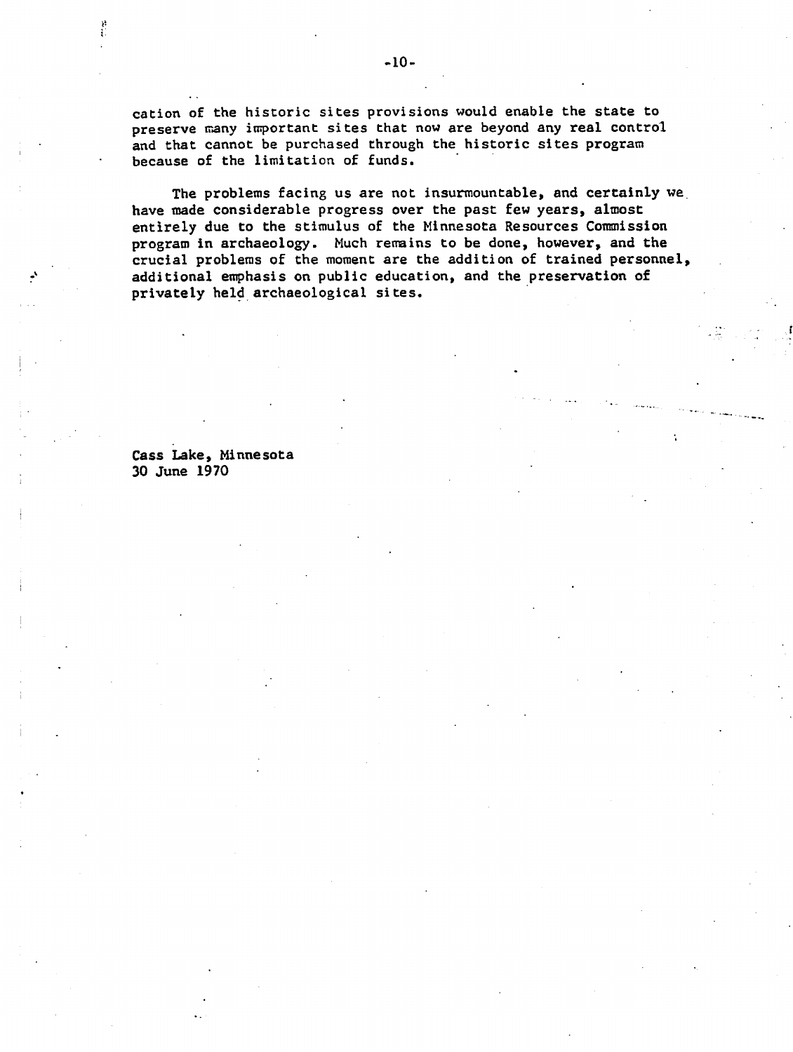cation of the historic sites provisions would enable the state to preserve many important sites that now are beyond any real control and that cannot be purchased through the historic sites program because of the limitation of funds.

The problems facing us are not insurmountable, and certainly we have made considerable progress over the past few years, almost entirely due to the stimulus of the Minnesota Resources Commission program in archaeology. Much remains to be done, however, and the crucial problems of the moment are the addition of trained personnel, additional emphasis on public education, and the preservation of privately held archaeological sites.

Cass Lake, Minnesota
30 June 1970